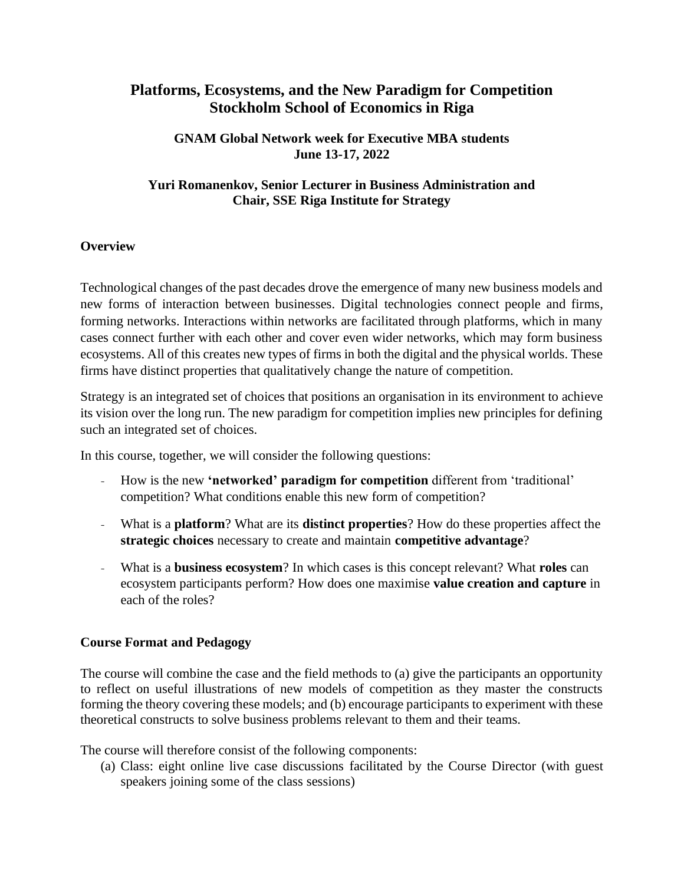# Platforms, Ecosystems, and the New Paradigm for Competition
# Stockholm School of Economics in Riga

### GNAM Global Network week for Executive MBA students
### June 13-17, 2022

### Yuri Romanenkov, Senior Lecturer in Business Administration and Chair, SSE Riga Institute for Strategy

## Overview

Technological changes of the past decades drove the emergence of many new business models and new forms of interaction between businesses. Digital technologies connect people and firms, forming networks. Interactions within networks are facilitated through platforms, which in many cases connect further with each other and cover even wider networks, which may form business ecosystems. All of this creates new types of firms in both the digital and the physical worlds. These firms have distinct properties that qualitatively change the nature of competition.

Strategy is an integrated set of choices that positions an organisation in its environment to achieve its vision over the long run. The new paradigm for competition implies new principles for defining such an integrated set of choices.

In this course, together, we will consider the following questions:

- How is the new **'networked' paradigm for competition** different from 'traditional' competition? What conditions enable this new form of competition?
- What is a **platform**? What are its **distinct properties**? How do these properties affect the **strategic choices** necessary to create and maintain **competitive advantage**?
- What is a **business ecosystem**? In which cases is this concept relevant? What **roles** can ecosystem participants perform? How does one maximise **value creation and capture** in each of the roles?

## Course Format and Pedagogy

The course will combine the case and the field methods to (a) give the participants an opportunity to reflect on useful illustrations of new models of competition as they master the constructs forming the theory covering these models; and (b) encourage participants to experiment with these theoretical constructs to solve business problems relevant to them and their teams.

The course will therefore consist of the following components:

(a) Class: eight online live case discussions facilitated by the Course Director (with guest speakers joining some of the class sessions)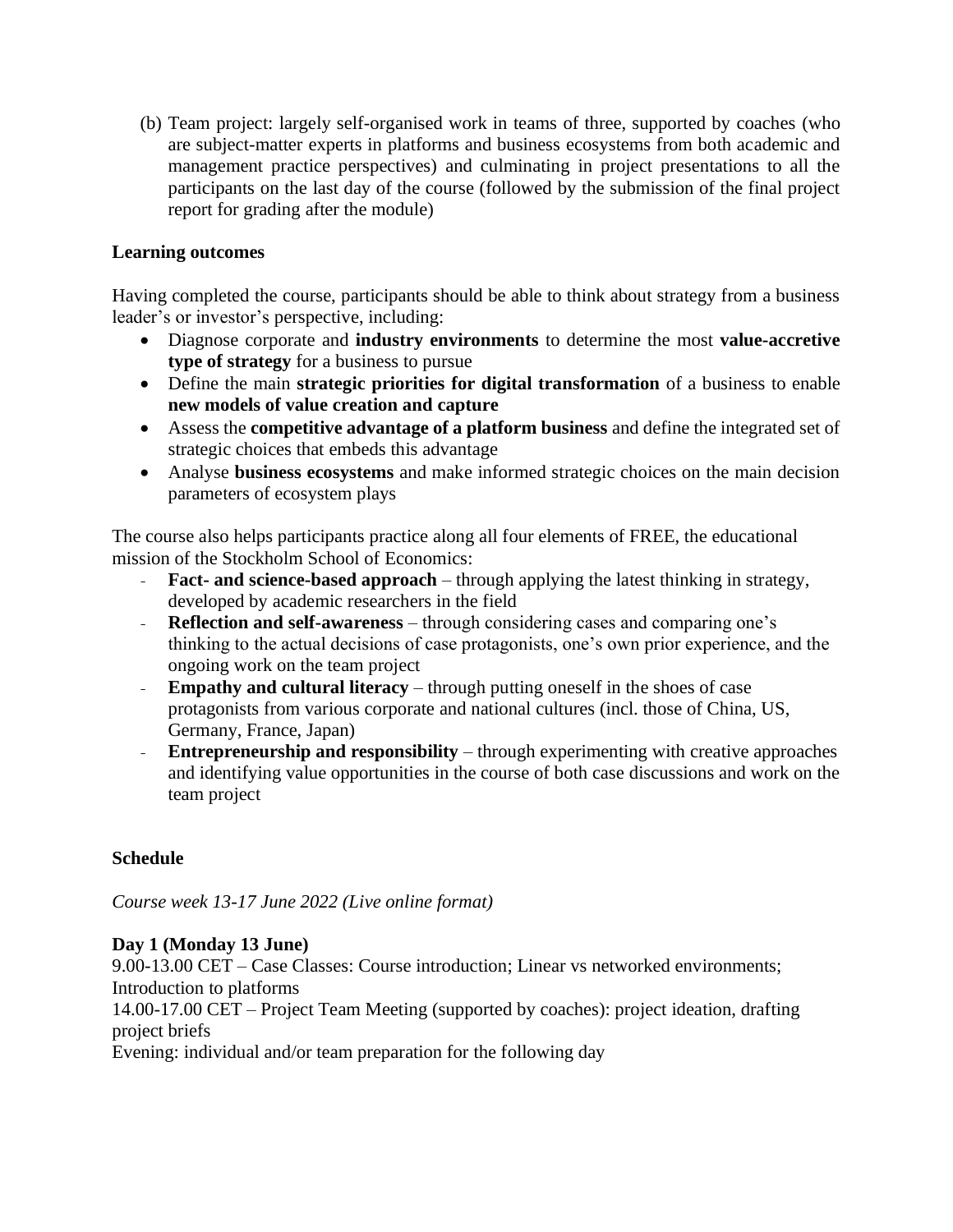(b) Team project: largely self-organised work in teams of three, supported by coaches (who are subject-matter experts in platforms and business ecosystems from both academic and management practice perspectives) and culminating in project presentations to all the participants on the last day of the course (followed by the submission of the final project report for grading after the module)

**Learning outcomes**

Having completed the course, participants should be able to think about strategy from a business leader's or investor's perspective, including:

- Diagnose corporate and **industry environments** to determine the most **value-accretive type of strategy** for a business to pursue
- Define the main **strategic priorities for digital transformation** of a business to enable **new models of value creation and capture**
- Assess the **competitive advantage of a platform business** and define the integrated set of strategic choices that embeds this advantage
- Analyse **business ecosystems** and make informed strategic choices on the main decision parameters of ecosystem plays

The course also helps participants practice along all four elements of FREE, the educational mission of the Stockholm School of Economics:

- **Fact- and science-based approach** – through applying the latest thinking in strategy, developed by academic researchers in the field
- **Reflection and self-awareness** – through considering cases and comparing one's thinking to the actual decisions of case protagonists, one's own prior experience, and the ongoing work on the team project
- **Empathy and cultural literacy** – through putting oneself in the shoes of case protagonists from various corporate and national cultures (incl. those of China, US, Germany, France, Japan)
- **Entrepreneurship and responsibility** – through experimenting with creative approaches and identifying value opportunities in the course of both case discussions and work on the team project

**Schedule**

*Course week 13-17 June 2022 (Live online format)*

**Day 1 (Monday 13 June)**

9.00-13.00 CET – Case Classes: Course introduction; Linear vs networked environments; Introduction to platforms

14.00-17.00 CET – Project Team Meeting (supported by coaches): project ideation, drafting project briefs

Evening: individual and/or team preparation for the following day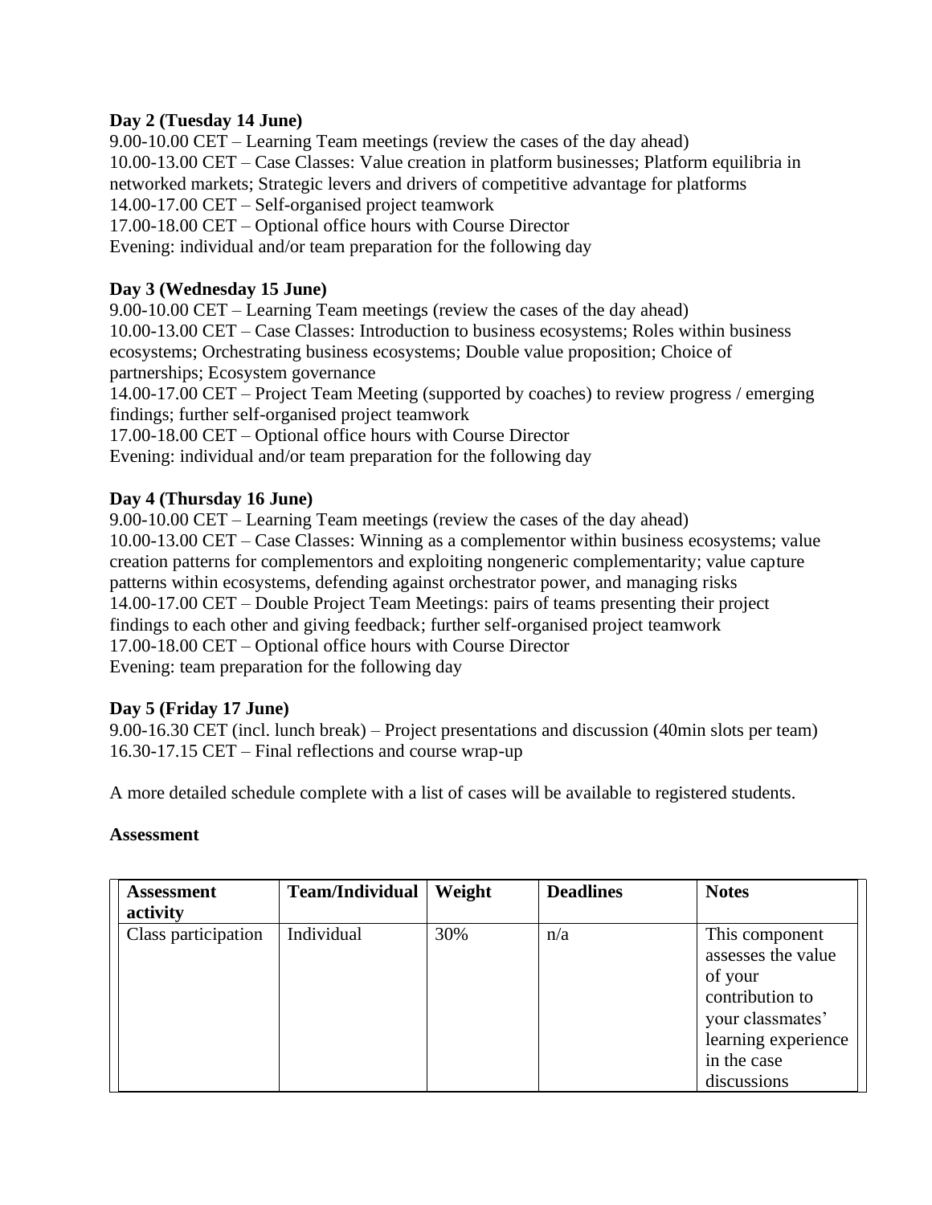**Day 2 (Tuesday 14 June)**

9.00-10.00 CET – Learning Team meetings (review the cases of the day ahead)
10.00-13.00 CET – Case Classes: Value creation in platform businesses; Platform equilibria in networked markets; Strategic levers and drivers of competitive advantage for platforms
14.00-17.00 CET – Self-organised project teamwork
17.00-18.00 CET – Optional office hours with Course Director
Evening: individual and/or team preparation for the following day

**Day 3 (Wednesday 15 June)**

9.00-10.00 CET – Learning Team meetings (review the cases of the day ahead)
10.00-13.00 CET – Case Classes: Introduction to business ecosystems; Roles within business ecosystems; Orchestrating business ecosystems; Double value proposition; Choice of partnerships; Ecosystem governance
14.00-17.00 CET – Project Team Meeting (supported by coaches) to review progress / emerging findings; further self-organised project teamwork
17.00-18.00 CET – Optional office hours with Course Director
Evening: individual and/or team preparation for the following day

**Day 4 (Thursday 16 June)**

9.00-10.00 CET – Learning Team meetings (review the cases of the day ahead)
10.00-13.00 CET – Case Classes: Winning as a complementor within business ecosystems; value creation patterns for complementors and exploiting nongeneric complementarity; value capture patterns within ecosystems, defending against orchestrator power, and managing risks
14.00-17.00 CET – Double Project Team Meetings: pairs of teams presenting their project findings to each other and giving feedback; further self-organised project teamwork
17.00-18.00 CET – Optional office hours with Course Director
Evening: team preparation for the following day

**Day 5 (Friday 17 June)**

9.00-16.30 CET (incl. lunch break) – Project presentations and discussion (40min slots per team)
16.30-17.15 CET – Final reflections and course wrap-up

A more detailed schedule complete with a list of cases will be available to registered students.

**Assessment**

| **Assessment activity** | **Team/Individual** | **Weight** | **Deadlines** | **Notes** |
|---|---|---|---|---|
| Class participation | Individual | 30% | n/a | This component assesses the value of your contribution to your classmates' learning experience in the case discussions |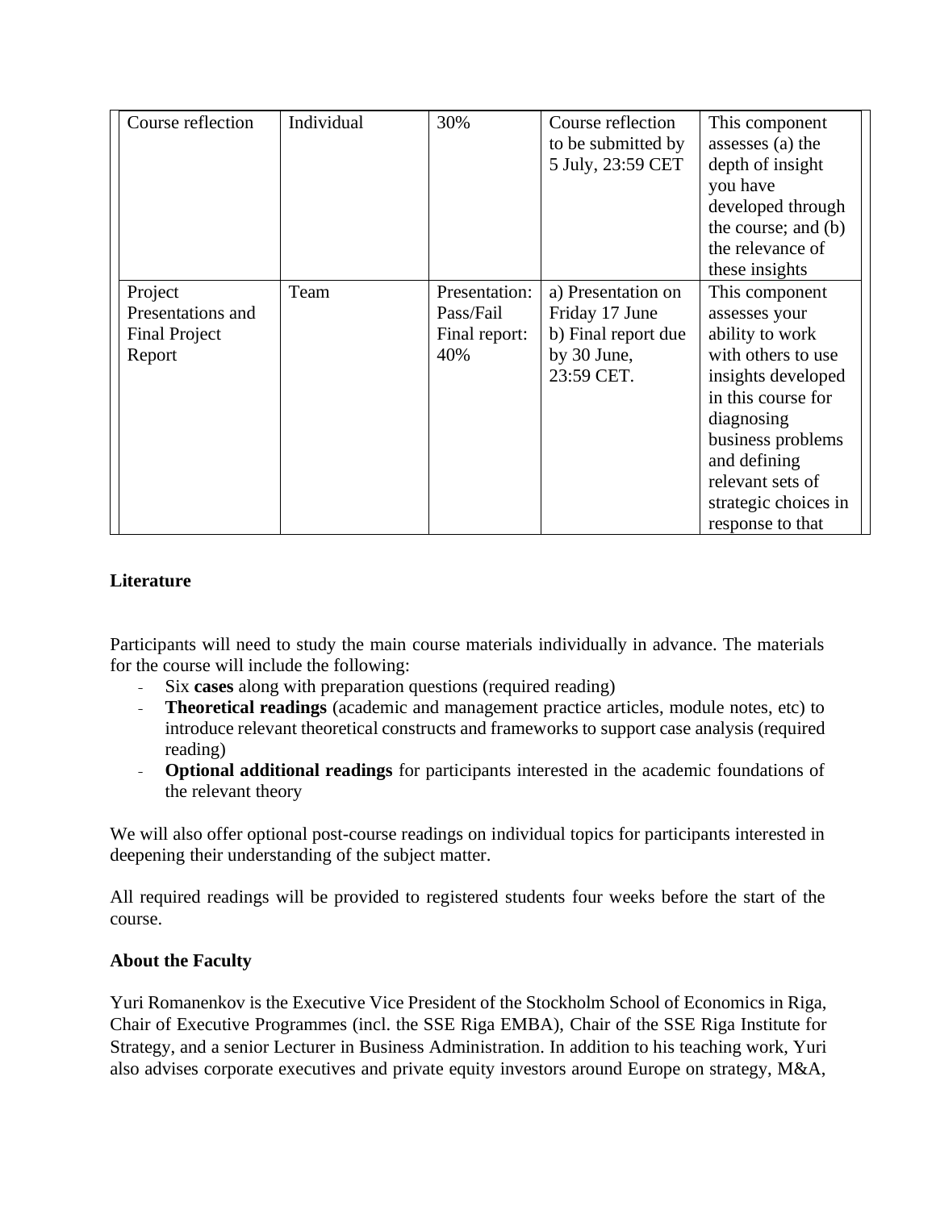| Course reflection | Individual | 30% | Course reflection to be submitted by 5 July, 23:59 CET | This component assesses (a) the depth of insight you have developed through the course; and (b) the relevance of these insights |
| --- | --- | --- | --- | --- |
| Project Presentations and Final Project Report | Team | Presentation: Pass/Fail<br>Final report: 40% | a) Presentation on Friday 17 June<br>b) Final report due by 30 June, 23:59 CET. | This component assesses your ability to work with others to use insights developed in this course for diagnosing business problems and defining relevant sets of strategic choices in response to that |

**Literature**

Participants will need to study the main course materials individually in advance. The materials for the course will include the following:

- Six **cases** along with preparation questions (required reading)
- **Theoretical readings** (academic and management practice articles, module notes, etc) to introduce relevant theoretical constructs and frameworks to support case analysis (required reading)
- **Optional additional readings** for participants interested in the academic foundations of the relevant theory

We will also offer optional post-course readings on individual topics for participants interested in deepening their understanding of the subject matter.

All required readings will be provided to registered students four weeks before the start of the course.

**About the Faculty**

Yuri Romanenkov is the Executive Vice President of the Stockholm School of Economics in Riga, Chair of Executive Programmes (incl. the SSE Riga EMBA), Chair of the SSE Riga Institute for Strategy, and a senior Lecturer in Business Administration. In addition to his teaching work, Yuri also advises corporate executives and private equity investors around Europe on strategy, M&A,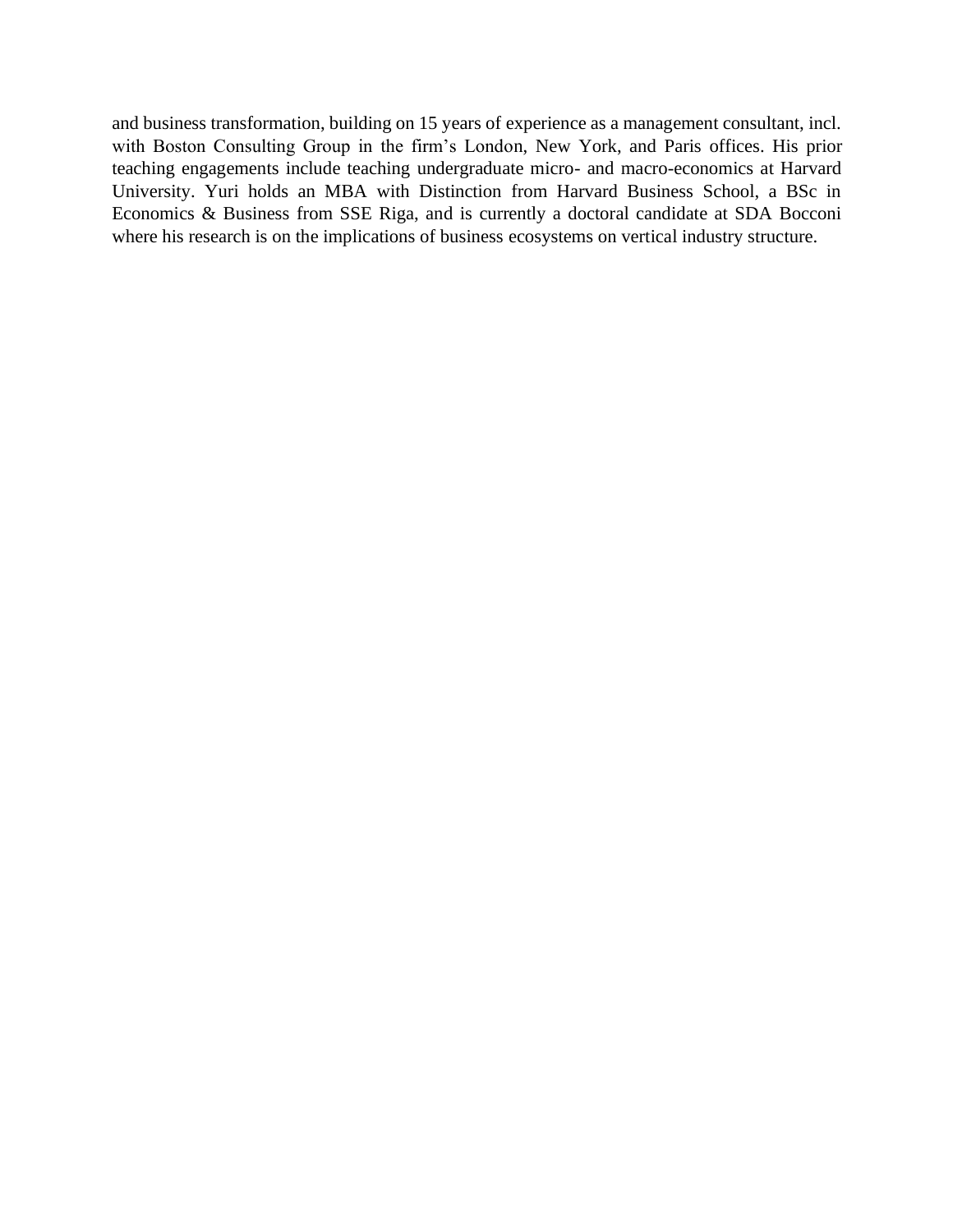and business transformation, building on 15 years of experience as a management consultant, incl. with Boston Consulting Group in the firm's London, New York, and Paris offices. His prior teaching engagements include teaching undergraduate micro- and macro-economics at Harvard University. Yuri holds an MBA with Distinction from Harvard Business School, a BSc in Economics & Business from SSE Riga, and is currently a doctoral candidate at SDA Bocconi where his research is on the implications of business ecosystems on vertical industry structure.